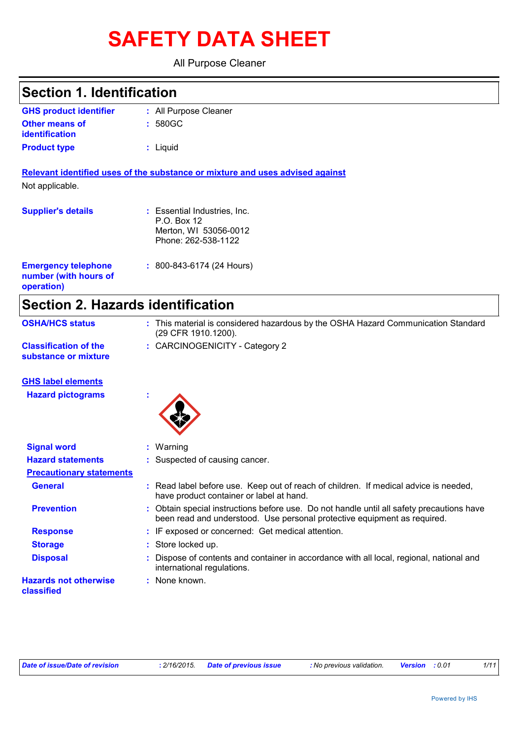# SAFETY DATA SHEET

All Purpose Cleaner

## Section 1. Identification

| | | |
|---|---|---|
| **GHS product identifier** | : | All Purpose Cleaner |
| **Other means of identification** | : | 580GC |
| **Product type** | : | Liquid |

**Relevant identified uses of the substance or mixture and uses advised against**

Not applicable.

| | | |
|---|---|---|
| **Supplier's details** | : | Essential Industries, Inc.<br>P.O. Box 12<br>Merton, WI 53056-0012<br>Phone: 262-538-1122 |
| **Emergency telephone number (with hours of operation)** | : | 800-843-6174 (24 Hours) |

## Section 2. Hazards identification

| | | |
|---|---|---|
| **OSHA/HCS status** | : | This material is considered hazardous by the OSHA Hazard Communication Standard (29 CFR 1910.1200). |
| **Classification of the substance or mixture** | : | CARCINOGENICITY - Category 2 |

**GHS label elements**

| | | |
|---|---|---|
| **Hazard pictograms** | : | |
| **Signal word** | : | Warning |
| **Hazard statements** | : | Suspected of causing cancer. |

**Precautionary statements**

| | | |
|---|---|---|
| **General** | : | Read label before use. Keep out of reach of children. If medical advice is needed, have product container or label at hand. |
| **Prevention** | : | Obtain special instructions before use. Do not handle until all safety precautions have been read and understood. Use personal protective equipment as required. |
| **Response** | : | IF exposed or concerned: Get medical attention. |
| **Storage** | : | Store locked up. |
| **Disposal** | : | Dispose of contents and container in accordance with all local, regional, national and international regulations. |
| **Hazards not otherwise classified** | : | None known. |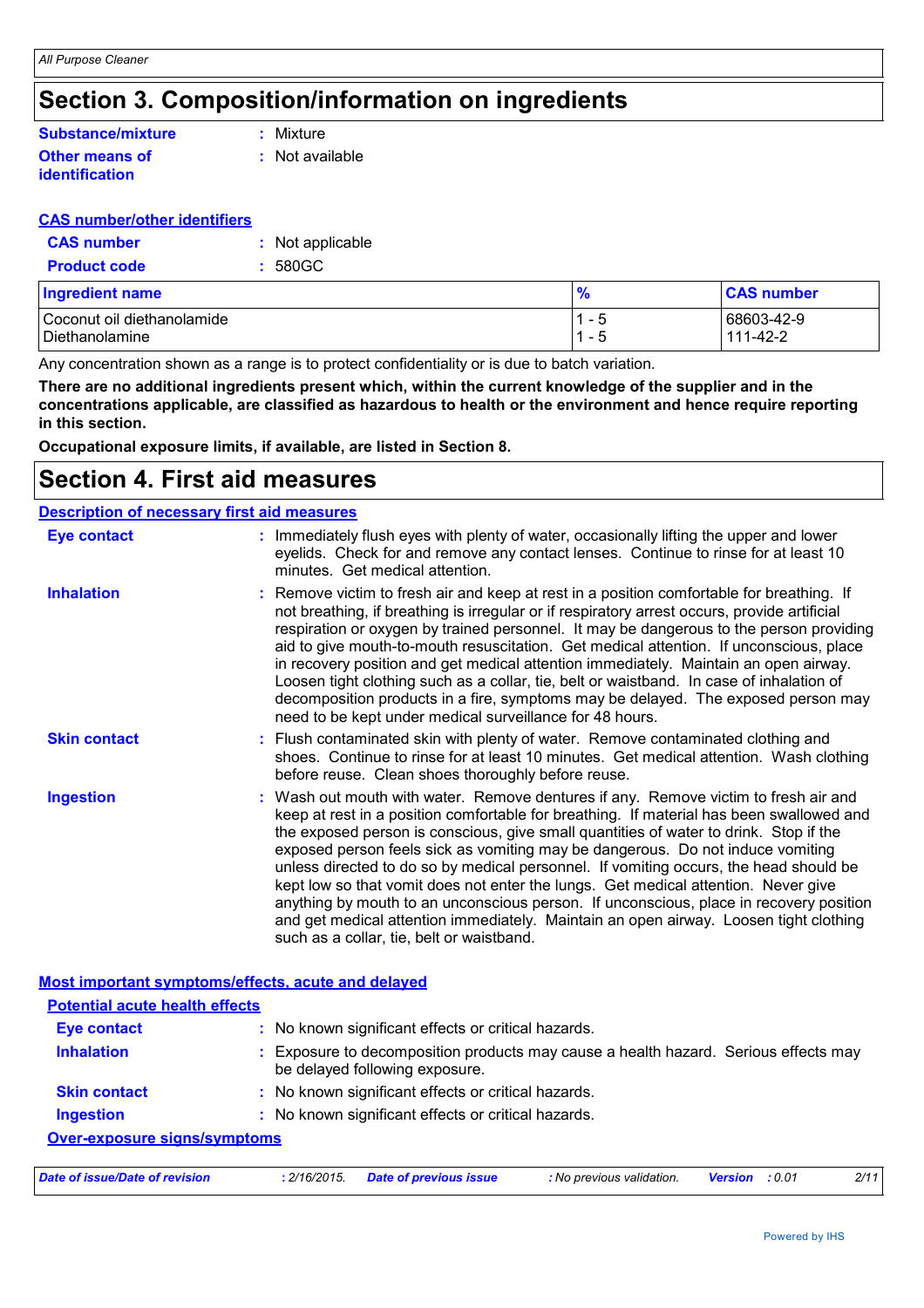# Section 3. Composition/information on ingredients

**Substance/mixture** : Mixture

**Other means of identification** : Not available

**CAS number/other identifiers**

**CAS number** : Not applicable

**Product code** : 580GC

| Ingredient name | % | CAS number |
| --- | --- | --- |
| Coconut oil diethanolamide | 1 - 5 | 68603-42-9 |
| Diethanolamine | 1 - 5 | 111-42-2 |

Any concentration shown as a range is to protect confidentiality or is due to batch variation.

**There are no additional ingredients present which, within the current knowledge of the supplier and in the concentrations applicable, are classified as hazardous to health or the environment and hence require reporting in this section.**

**Occupational exposure limits, if available, are listed in Section 8.**

# Section 4. First aid measures

**Description of necessary first aid measures**

**Eye contact** : Immediately flush eyes with plenty of water, occasionally lifting the upper and lower eyelids. Check for and remove any contact lenses. Continue to rinse for at least 10 minutes. Get medical attention.

**Inhalation** : Remove victim to fresh air and keep at rest in a position comfortable for breathing. If not breathing, if breathing is irregular or if respiratory arrest occurs, provide artificial respiration or oxygen by trained personnel. It may be dangerous to the person providing aid to give mouth-to-mouth resuscitation. Get medical attention. If unconscious, place in recovery position and get medical attention immediately. Maintain an open airway. Loosen tight clothing such as a collar, tie, belt or waistband. In case of inhalation of decomposition products in a fire, symptoms may be delayed. The exposed person may need to be kept under medical surveillance for 48 hours.

**Skin contact** : Flush contaminated skin with plenty of water. Remove contaminated clothing and shoes. Continue to rinse for at least 10 minutes. Get medical attention. Wash clothing before reuse. Clean shoes thoroughly before reuse.

**Ingestion** : Wash out mouth with water. Remove dentures if any. Remove victim to fresh air and keep at rest in a position comfortable for breathing. If material has been swallowed and the exposed person is conscious, give small quantities of water to drink. Stop if the exposed person feels sick as vomiting may be dangerous. Do not induce vomiting unless directed to do so by medical personnel. If vomiting occurs, the head should be kept low so that vomit does not enter the lungs. Get medical attention. Never give anything by mouth to an unconscious person. If unconscious, place in recovery position and get medical attention immediately. Maintain an open airway. Loosen tight clothing such as a collar, tie, belt or waistband.

**Most important symptoms/effects, acute and delayed**

**Potential acute health effects**

**Eye contact** : No known significant effects or critical hazards.

**Inhalation** : Exposure to decomposition products may cause a health hazard. Serious effects may be delayed following exposure.

**Skin contact** : No known significant effects or critical hazards.

**Ingestion** : No known significant effects or critical hazards.

**Over-exposure signs/symptoms**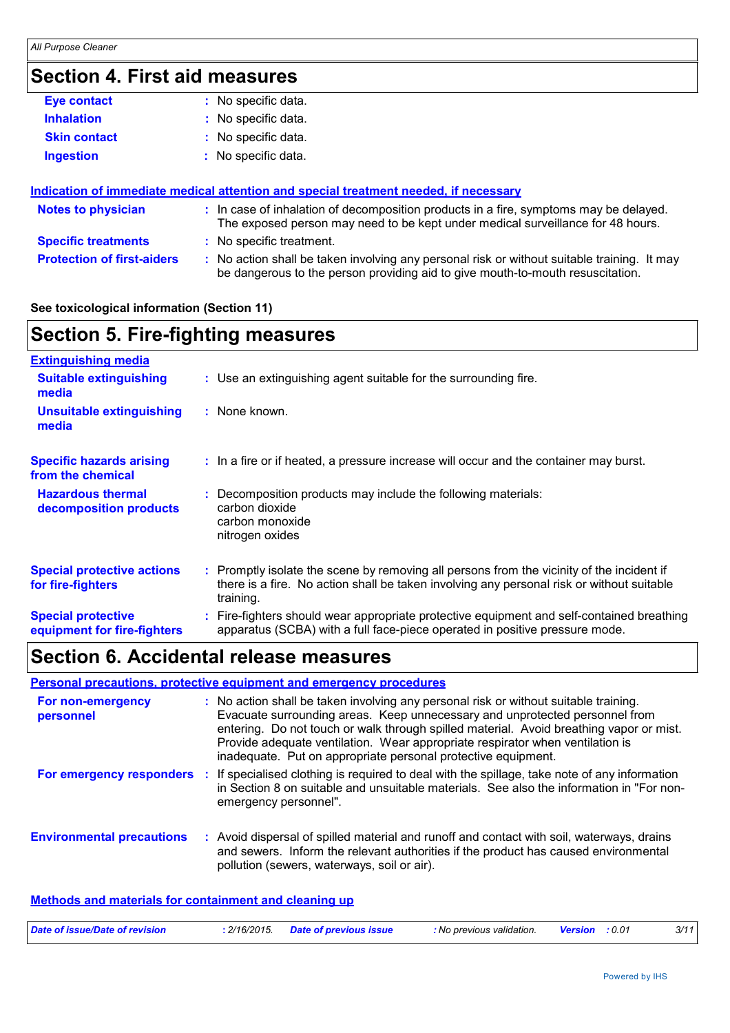## Section 4. First aid measures

| | |
|---|---|
| **Eye contact** | No specific data. |
| **Inhalation** | No specific data. |
| **Skin contact** | No specific data. |
| **Ingestion** | No specific data. |

### Indication of immediate medical attention and special treatment needed, if necessary

| | |
|---|---|
| **Notes to physician** | In case of inhalation of decomposition products in a fire, symptoms may be delayed. The exposed person may need to be kept under medical surveillance for 48 hours. |
| **Specific treatments** | No specific treatment. |
| **Protection of first-aiders** | No action shall be taken involving any personal risk or without suitable training. It may be dangerous to the person providing aid to give mouth-to-mouth resuscitation. |

**See toxicological information (Section 11)**

## Section 5. Fire-fighting measures

### Extinguishing media

| | |
|---|---|
| **Suitable extinguishing media** | Use an extinguishing agent suitable for the surrounding fire. |
| **Unsuitable extinguishing media** | None known. |
| **Specific hazards arising from the chemical** | In a fire or if heated, a pressure increase will occur and the container may burst. |
| **Hazardous thermal decomposition products** | Decomposition products may include the following materials: carbon dioxide, carbon monoxide, nitrogen oxides |
| **Special protective actions for fire-fighters** | Promptly isolate the scene by removing all persons from the vicinity of the incident if there is a fire. No action shall be taken involving any personal risk or without suitable training. |
| **Special protective equipment for fire-fighters** | Fire-fighters should wear appropriate protective equipment and self-contained breathing apparatus (SCBA) with a full face-piece operated in positive pressure mode. |

## Section 6. Accidental release measures

### Personal precautions, protective equipment and emergency procedures

| | |
|---|---|
| **For non-emergency personnel** | No action shall be taken involving any personal risk or without suitable training. Evacuate surrounding areas. Keep unnecessary and unprotected personnel from entering. Do not touch or walk through spilled material. Avoid breathing vapor or mist. Provide adequate ventilation. Wear appropriate respirator when ventilation is inadequate. Put on appropriate personal protective equipment. |
| **For emergency responders** | If specialised clothing is required to deal with the spillage, take note of any information in Section 8 on suitable and unsuitable materials. See also the information in "For non-emergency personnel". |
| **Environmental precautions** | Avoid dispersal of spilled material and runoff and contact with soil, waterways, drains and sewers. Inform the relevant authorities if the product has caused environmental pollution (sewers, waterways, soil or air). |

### Methods and materials for containment and cleaning up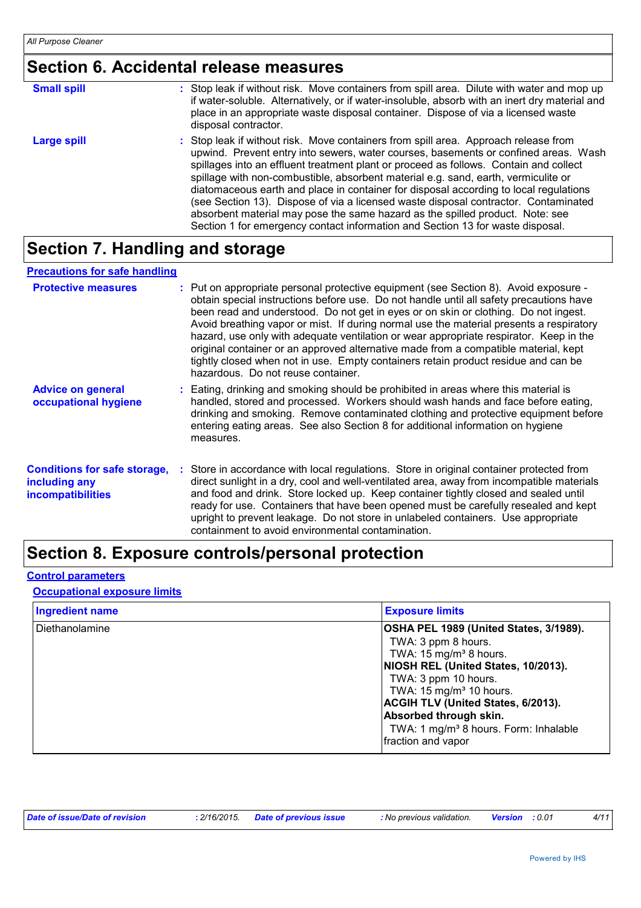## Section 6. Accidental release measures

**Small spill** : Stop leak if without risk. Move containers from spill area. Dilute with water and mop up if water-soluble. Alternatively, or if water-insoluble, absorb with an inert dry material and place in an appropriate waste disposal container. Dispose of via a licensed waste disposal contractor.

**Large spill** : Stop leak if without risk. Move containers from spill area. Approach release from upwind. Prevent entry into sewers, water courses, basements or confined areas. Wash spillages into an effluent treatment plant or proceed as follows. Contain and collect spillage with non-combustible, absorbent material e.g. sand, earth, vermiculite or diatomaceous earth and place in container for disposal according to local regulations (see Section 13). Dispose of via a licensed waste disposal contractor. Contaminated absorbent material may pose the same hazard as the spilled product. Note: see Section 1 for emergency contact information and Section 13 for waste disposal.

## Section 7. Handling and storage

### Precautions for safe handling

**Protective measures** : Put on appropriate personal protective equipment (see Section 8). Avoid exposure - obtain special instructions before use. Do not handle until all safety precautions have been read and understood. Do not get in eyes or on skin or clothing. Do not ingest. Avoid breathing vapor or mist. If during normal use the material presents a respiratory hazard, use only with adequate ventilation or wear appropriate respirator. Keep in the original container or an approved alternative made from a compatible material, kept tightly closed when not in use. Empty containers retain product residue and can be hazardous. Do not reuse container.

**Advice on general occupational hygiene** : Eating, drinking and smoking should be prohibited in areas where this material is handled, stored and processed. Workers should wash hands and face before eating, drinking and smoking. Remove contaminated clothing and protective equipment before entering eating areas. See also Section 8 for additional information on hygiene measures.

**Conditions for safe storage, including any incompatibilities** : Store in accordance with local regulations. Store in original container protected from direct sunlight in a dry, cool and well-ventilated area, away from incompatible materials and food and drink. Store locked up. Keep container tightly closed and sealed until ready for use. Containers that have been opened must be carefully resealed and kept upright to prevent leakage. Do not store in unlabeled containers. Use appropriate containment to avoid environmental contamination.

## Section 8. Exposure controls/personal protection

### Control parameters

#### Occupational exposure limits

| Ingredient name | Exposure limits |
| --- | --- |
| Diethanolamine | **OSHA PEL 1989 (United States, 3/1989).**<br>TWA: 3 ppm 8 hours.<br>TWA: 15 mg/m³ 8 hours.<br>**NIOSH REL (United States, 10/2013).**<br>TWA: 3 ppm 10 hours.<br>TWA: 15 mg/m³ 10 hours.<br>**ACGIH TLV (United States, 6/2013). Absorbed through skin.**<br>TWA: 1 mg/m³ 8 hours. Form: Inhalable fraction and vapor |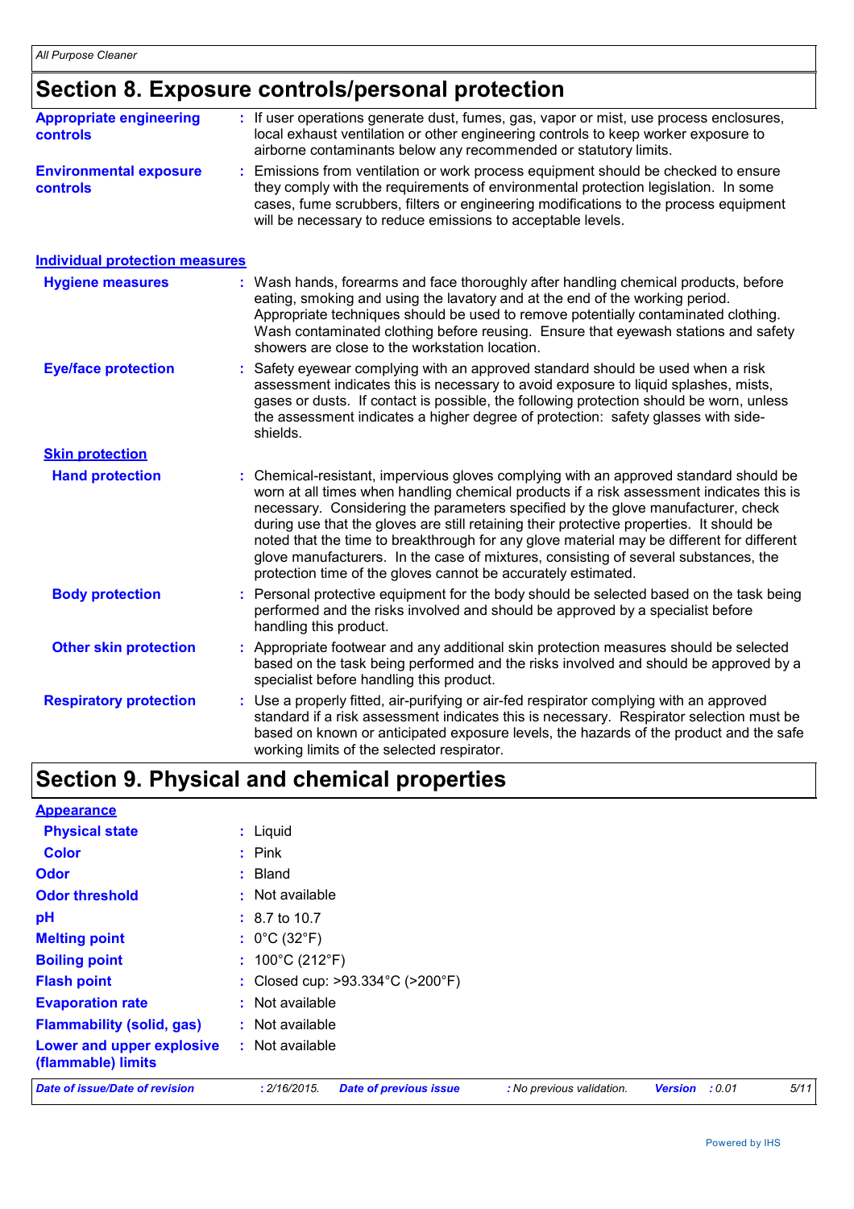## Section 8. Exposure controls/personal protection

**Appropriate engineering controls** : If user operations generate dust, fumes, gas, vapor or mist, use process enclosures, local exhaust ventilation or other engineering controls to keep worker exposure to airborne contaminants below any recommended or statutory limits.

**Environmental exposure controls** : Emissions from ventilation or work process equipment should be checked to ensure they comply with the requirements of environmental protection legislation. In some cases, fume scrubbers, filters or engineering modifications to the process equipment will be necessary to reduce emissions to acceptable levels.

### Individual protection measures

**Hygiene measures** : Wash hands, forearms and face thoroughly after handling chemical products, before eating, smoking and using the lavatory and at the end of the working period. Appropriate techniques should be used to remove potentially contaminated clothing. Wash contaminated clothing before reusing. Ensure that eyewash stations and safety showers are close to the workstation location.

**Eye/face protection** : Safety eyewear complying with an approved standard should be used when a risk assessment indicates this is necessary to avoid exposure to liquid splashes, mists, gases or dusts. If contact is possible, the following protection should be worn, unless the assessment indicates a higher degree of protection: safety glasses with side-shields.

#### Skin protection

**Hand protection** : Chemical-resistant, impervious gloves complying with an approved standard should be worn at all times when handling chemical products if a risk assessment indicates this is necessary. Considering the parameters specified by the glove manufacturer, check during use that the gloves are still retaining their protective properties. It should be noted that the time to breakthrough for any glove material may be different for different glove manufacturers. In the case of mixtures, consisting of several substances, the protection time of the gloves cannot be accurately estimated.

**Body protection** : Personal protective equipment for the body should be selected based on the task being performed and the risks involved and should be approved by a specialist before handling this product.

**Other skin protection** : Appropriate footwear and any additional skin protection measures should be selected based on the task being performed and the risks involved and should be approved by a specialist before handling this product.

**Respiratory protection** : Use a properly fitted, air-purifying or air-fed respirator complying with an approved standard if a risk assessment indicates this is necessary. Respirator selection must be based on known or anticipated exposure levels, the hazards of the product and the safe working limits of the selected respirator.

## Section 9. Physical and chemical properties

### Appearance

**Physical state** : Liquid

**Color** : Pink

**Odor** : Bland

**Odor threshold** : Not available

**pH** : 8.7 to 10.7

**Melting point** : 0°C (32°F)

**Boiling point** : 100°C (212°F)

**Flash point** : Closed cup: >93.334°C (>200°F)

**Evaporation rate** : Not available

**Flammability (solid, gas)** : Not available

**Lower and upper explosive (flammable) limits** : Not available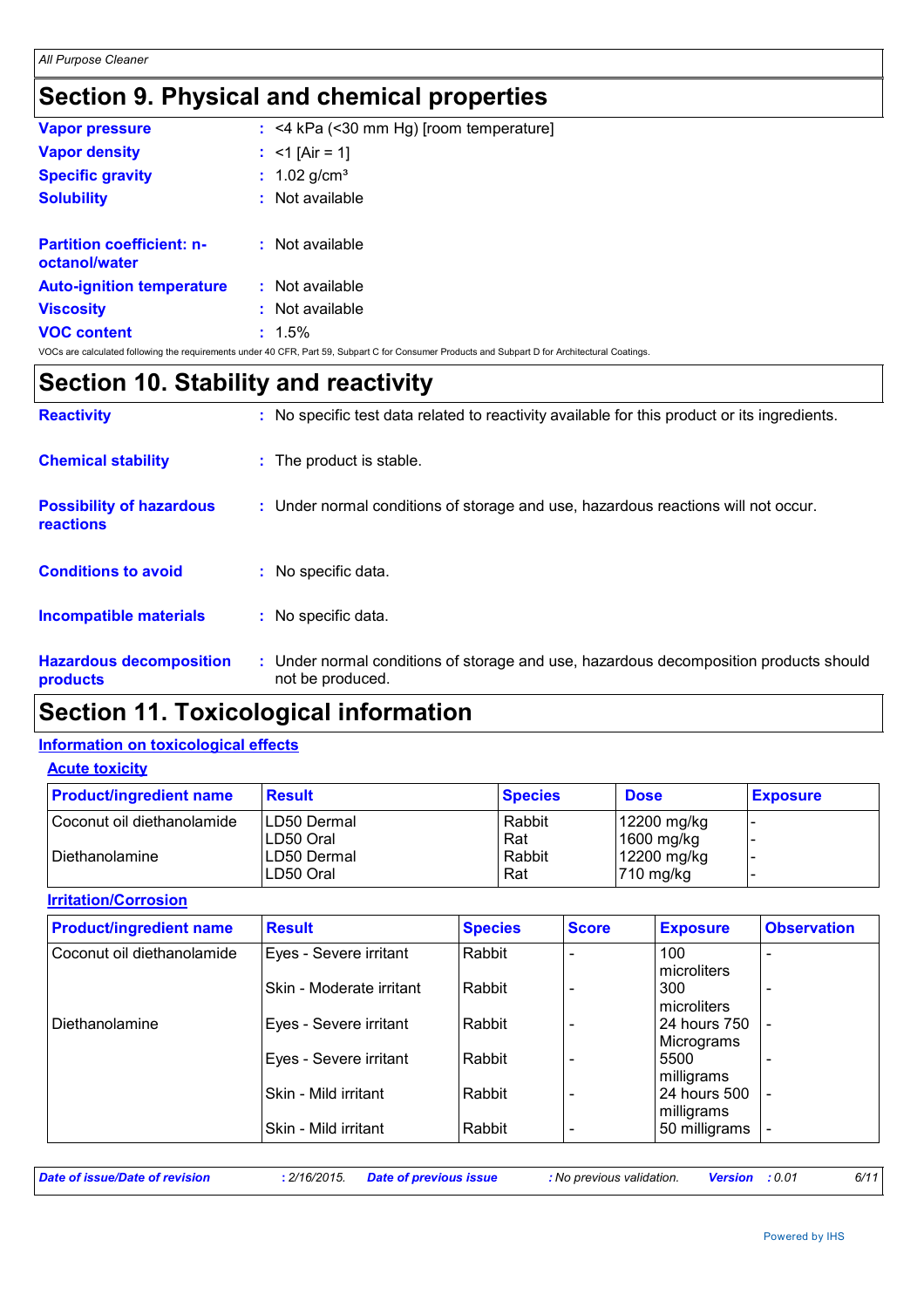## Section 9. Physical and chemical properties

**Vapor pressure** : <4 kPa (<30 mm Hg) [room temperature]

**Vapor density** : <1 [Air = 1]

**Specific gravity** : 1.02 g/cm³

**Solubility** : Not available

**Partition coefficient: n-octanol/water** : Not available

**Auto-ignition temperature** : Not available

**Viscosity** : Not available

**VOC content** : 1.5%

VOCs are calculated following the requirements under 40 CFR, Part 59, Subpart C for Consumer Products and Subpart D for Architectural Coatings.

## Section 10. Stability and reactivity

**Reactivity** : No specific test data related to reactivity available for this product or its ingredients.

**Chemical stability** : The product is stable.

**Possibility of hazardous reactions** : Under normal conditions of storage and use, hazardous reactions will not occur.

**Conditions to avoid** : No specific data.

**Incompatible materials** : No specific data.

**Hazardous decomposition products** : Under normal conditions of storage and use, hazardous decomposition products should not be produced.

## Section 11. Toxicological information

### Information on toxicological effects

#### Acute toxicity

| Product/ingredient name | Result | Species | Dose | Exposure |
|---|---|---|---|---|
| Coconut oil diethanolamide | LD50 Dermal | Rabbit | 12200 mg/kg | - |
| | LD50 Oral | Rat | 1600 mg/kg | - |
| Diethanolamine | LD50 Dermal | Rabbit | 12200 mg/kg | - |
| | LD50 Oral | Rat | 710 mg/kg | - |

#### Irritation/Corrosion

| Product/ingredient name | Result | Species | Score | Exposure | Observation |
|---|---|---|---|---|---|
| Coconut oil diethanolamide | Eyes - Severe irritant | Rabbit | - | 100 microliters | - |
| | Skin - Moderate irritant | Rabbit | - | 300 microliters | - |
| Diethanolamine | Eyes - Severe irritant | Rabbit | - | 24 hours 750 Micrograms | - |
| | Eyes - Severe irritant | Rabbit | - | 5500 milligrams | - |
| | Skin - Mild irritant | Rabbit | - | 24 hours 500 milligrams | - |
| | Skin - Mild irritant | Rabbit | - | 50 milligrams | - |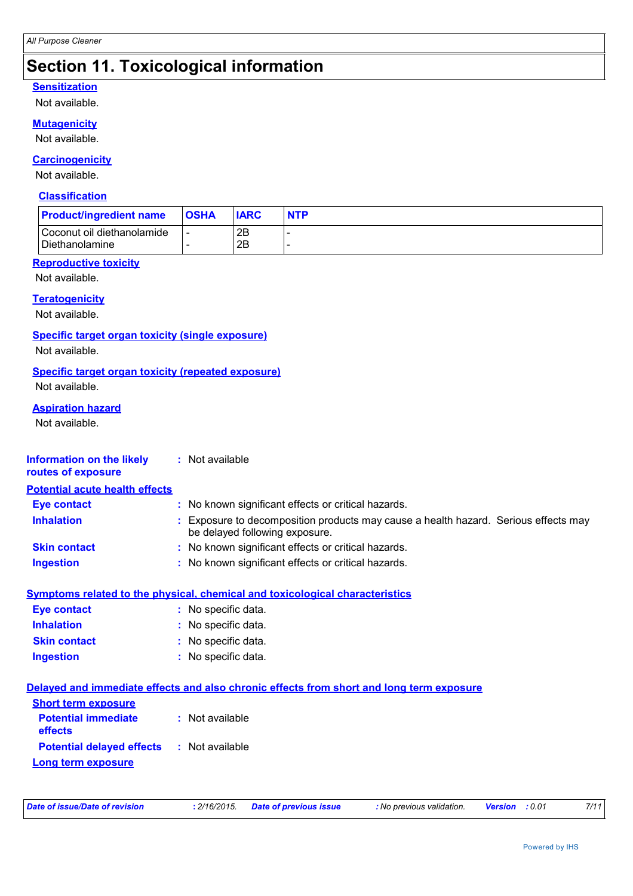# Section 11. Toxicological information

### Sensitization

Not available.

### Mutagenicity

Not available.

### Carcinogenicity

Not available.

#### Classification

| Product/ingredient name | OSHA | IARC | NTP |
|---|---|---|---|
| Coconut oil diethanolamide | - | 2B | - |
| Diethanolamine | - | 2B | - |

### Reproductive toxicity

Not available.

### Teratogenicity

Not available.

### Specific target organ toxicity (single exposure)

Not available.

### Specific target organ toxicity (repeated exposure)

Not available.

### Aspiration hazard

Not available.

**Information on the likely routes of exposure** : Not available

### Potential acute health effects

**Eye contact** : No known significant effects or critical hazards.

**Inhalation** : Exposure to decomposition products may cause a health hazard. Serious effects may be delayed following exposure.

**Skin contact** : No known significant effects or critical hazards.

**Ingestion** : No known significant effects or critical hazards.

### Symptoms related to the physical, chemical and toxicological characteristics

**Eye contact** : No specific data.

**Inhalation** : No specific data.

**Skin contact** : No specific data.

**Ingestion** : No specific data.

### Delayed and immediate effects and also chronic effects from short and long term exposure

#### Short term exposure

**Potential immediate effects** : Not available

**Potential delayed effects** : Not available

#### Long term exposure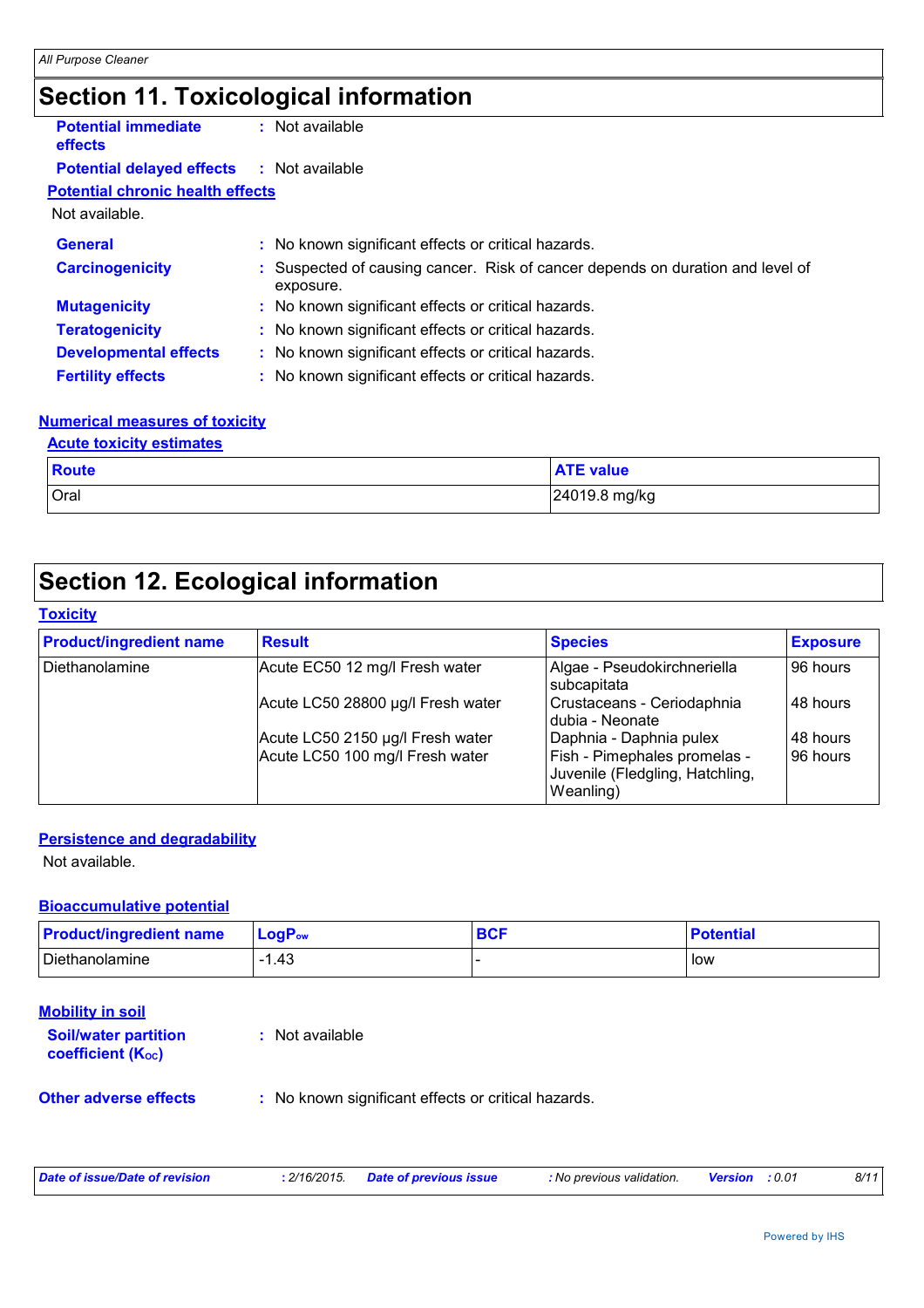# Section 11. Toxicological information

**Potential immediate effects** : Not available

**Potential delayed effects** : Not available

**Potential chronic health effects**

Not available.

**General** : No known significant effects or critical hazards.

**Carcinogenicity** : Suspected of causing cancer. Risk of cancer depends on duration and level of exposure.

**Mutagenicity** : No known significant effects or critical hazards.

**Teratogenicity** : No known significant effects or critical hazards.

**Developmental effects** : No known significant effects or critical hazards.

**Fertility effects** : No known significant effects or critical hazards.

**Numerical measures of toxicity**

**Acute toxicity estimates**

| Route | ATE value |
| --- | --- |
| Oral | 24019.8 mg/kg |

# Section 12. Ecological information

**Toxicity**

| Product/ingredient name | Result | Species | Exposure |
| --- | --- | --- | --- |
| Diethanolamine | Acute EC50 12 mg/l Fresh water | Algae - Pseudokirchneriella subcapitata | 96 hours |
| | Acute LC50 28800 µg/l Fresh water | Crustaceans - Ceriodaphnia dubia - Neonate | 48 hours |
| | Acute LC50 2150 µg/l Fresh water | Daphnia - Daphnia pulex | 48 hours |
| | Acute LC50 100 mg/l Fresh water | Fish - Pimephales promelas - Juvenile (Fledgling, Hatchling, Weanling) | 96 hours |

**Persistence and degradability**

Not available.

**Bioaccumulative potential**

| Product/ingredient name | $LogP_{ow}$ | BCF | Potential |
| --- | --- | --- | --- |
| Diethanolamine | -1.43 | - | low |

**Mobility in soil**

**Soil/water partition coefficient ($K_{OC}$)** : Not available

**Other adverse effects** : No known significant effects or critical hazards.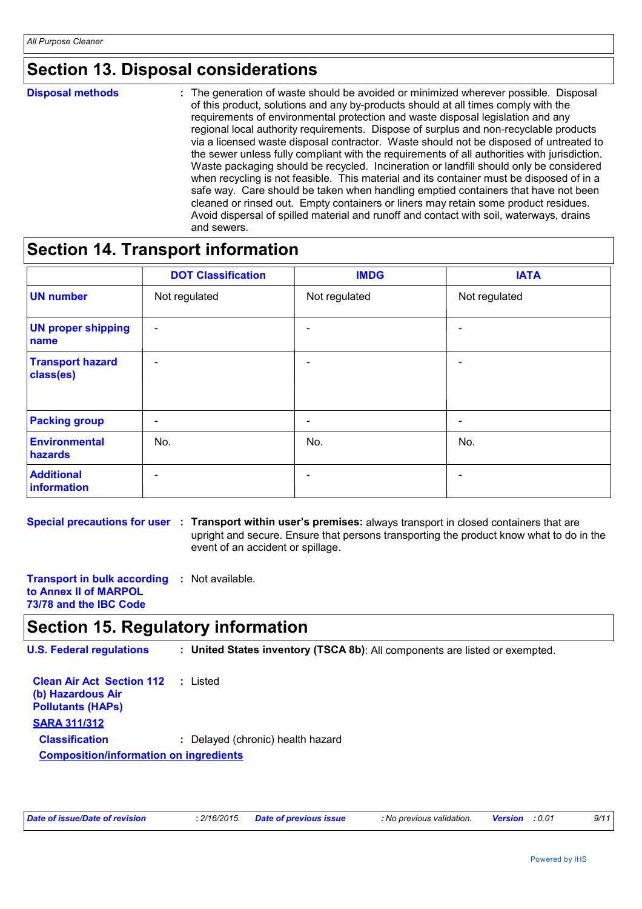## Section 13. Disposal considerations

**Disposal methods** : The generation of waste should be avoided or minimized wherever possible. Disposal of this product, solutions and any by-products should at all times comply with the requirements of environmental protection and waste disposal legislation and any regional local authority requirements. Dispose of surplus and non-recyclable products via a licensed waste disposal contractor. Waste should not be disposed of untreated to the sewer unless fully compliant with the requirements of all authorities with jurisdiction. Waste packaging should be recycled. Incineration or landfill should only be considered when recycling is not feasible. This material and its container must be disposed of in a safe way. Care should be taken when handling emptied containers that have not been cleaned or rinsed out. Empty containers or liners may retain some product residues. Avoid dispersal of spilled material and runoff and contact with soil, waterways, drains and sewers.

## Section 14. Transport information

| | DOT Classification | IMDG | IATA |
|---|---|---|---|
| **UN number** | Not regulated | Not regulated | Not regulated |
| **UN proper shipping name** | - | - | - |
| **Transport hazard class(es)** | - | - | - |
| **Packing group** | - | - | - |
| **Environmental hazards** | No. | No. | No. |
| **Additional information** | - | - | - |

**Special precautions for user** : **Transport within user's premises:** always transport in closed containers that are upright and secure. Ensure that persons transporting the product know what to do in the event of an accident or spillage.

**Transport in bulk according to Annex II of MARPOL 73/78 and the IBC Code** : Not available.

## Section 15. Regulatory information

**U.S. Federal regulations** : **United States inventory (TSCA 8b)**: All components are listed or exempted.

**Clean Air Act Section 112 (b) Hazardous Air Pollutants (HAPs)** : Listed

**SARA 311/312**

**Classification** : Delayed (chronic) health hazard

**Composition/information on ingredients**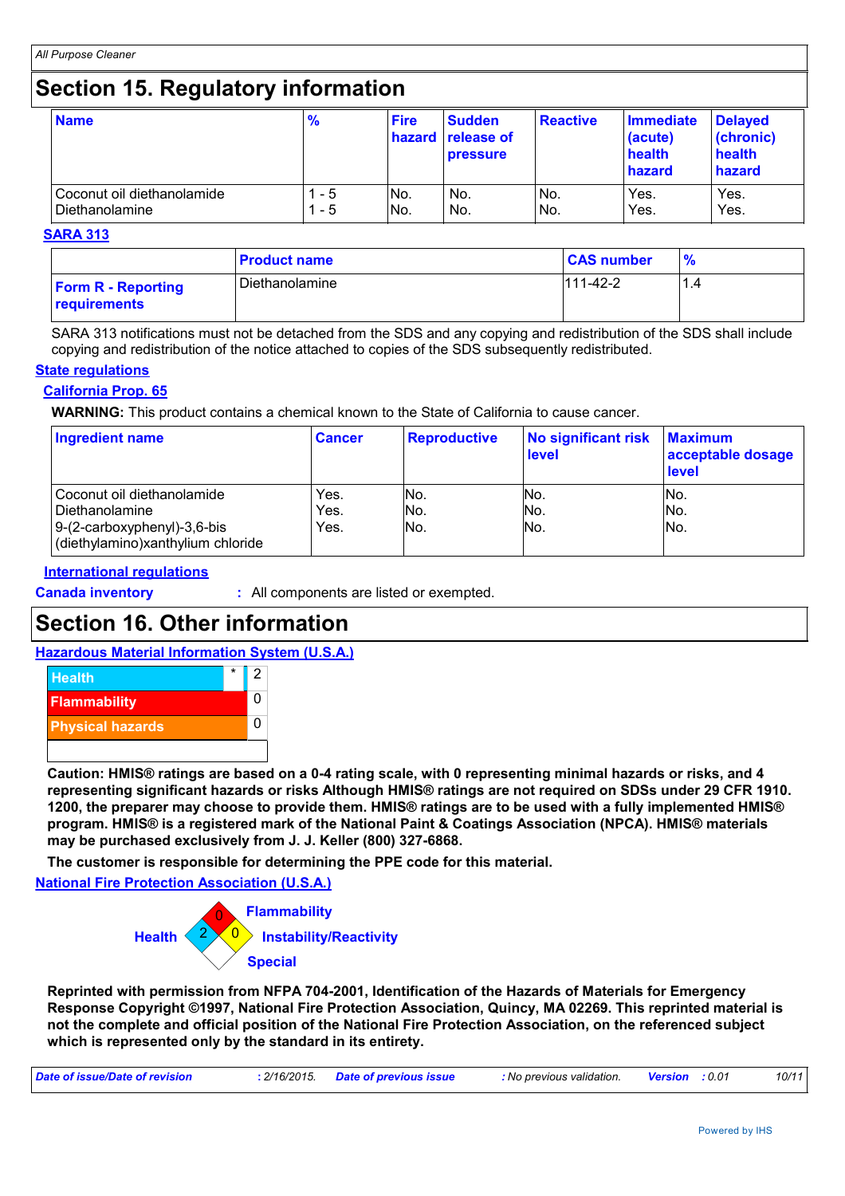# Section 15. Regulatory information

| Name | % | Fire hazard | Sudden release of pressure | Reactive | Immediate (acute) health hazard | Delayed (chronic) health hazard |
|---|---|---|---|---|---|---|
| Coconut oil diethanolamide | 1 - 5 | No. | No. | No. | Yes. | Yes. |
| Diethanolamine | 1 - 5 | No. | No. | No. | Yes. | Yes. |

## SARA 313

| | Product name | CAS number | % |
|---|---|---|---|
| **Form R - Reporting requirements** | Diethanolamine | 111-42-2 | 1.4 |

SARA 313 notifications must not be detached from the SDS and any copying and redistribution of the SDS shall include copying and redistribution of the notice attached to copies of the SDS subsequently redistributed.

## State regulations

### California Prop. 65

**WARNING:** This product contains a chemical known to the State of California to cause cancer.

| Ingredient name | Cancer | Reproductive | No significant risk level | Maximum acceptable dosage level |
|---|---|---|---|---|
| Coconut oil diethanolamide | Yes. | No. | No. | No. |
| Diethanolamine | Yes. | No. | No. | No. |
| 9-(2-carboxyphenyl)-3,6-bis (diethylamino)xanthylium chloride | Yes. | No. | No. | No. |

## International regulations

**Canada inventory** : All components are listed or exempted.

# Section 16. Other information

## Hazardous Material Information System (U.S.A.)

| | | |
|---|---|---|
| Health | * | 2 |
| Flammability | | 0 |
| Physical hazards | | 0 |

**Caution: HMIS® ratings are based on a 0-4 rating scale, with 0 representing minimal hazards or risks, and 4 representing significant hazards or risks Although HMIS® ratings are not required on SDSs under 29 CFR 1910. 1200, the preparer may choose to provide them. HMIS® ratings are to be used with a fully implemented HMIS® program. HMIS® is a registered mark of the National Paint & Coatings Association (NPCA). HMIS® materials may be purchased exclusively from J. J. Keller (800) 327-6868.**

**The customer is responsible for determining the PPE code for this material.**

## National Fire Protection Association (U.S.A.)

Flammability: 0
Health: 2
Instability/Reactivity: 0
Special:

**Reprinted with permission from NFPA 704-2001, Identification of the Hazards of Materials for Emergency Response Copyright ©1997, National Fire Protection Association, Quincy, MA 02269. This reprinted material is not the complete and official position of the National Fire Protection Association, on the referenced subject which is represented only by the standard in its entirety.**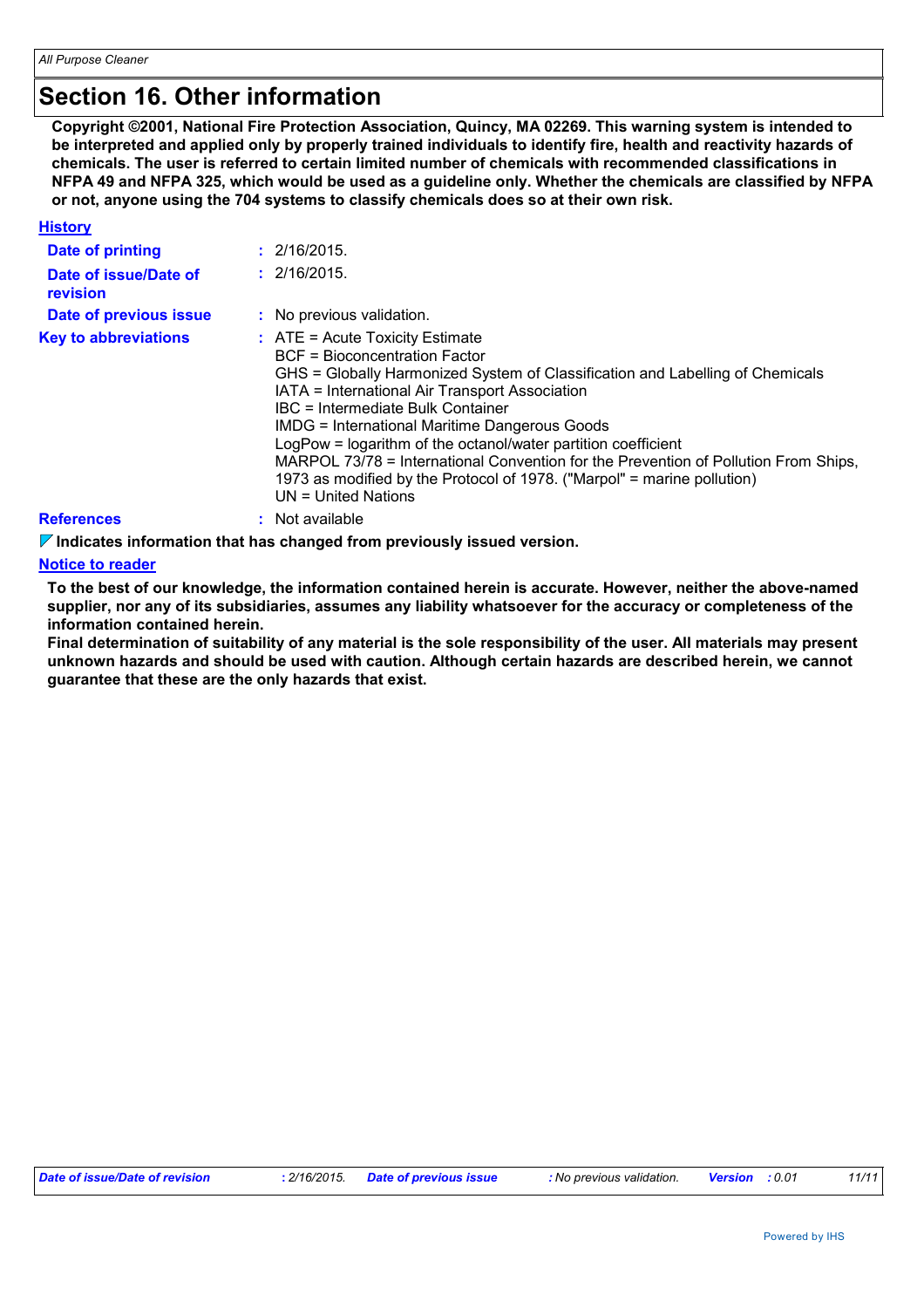## Section 16. Other information

**Copyright ©2001, National Fire Protection Association, Quincy, MA 02269. This warning system is intended to be interpreted and applied only by properly trained individuals to identify fire, health and reactivity hazards of chemicals. The user is referred to certain limited number of chemicals with recommended classifications in NFPA 49 and NFPA 325, which would be used as a guideline only. Whether the chemicals are classified by NFPA or not, anyone using the 704 systems to classify chemicals does so at their own risk.**

### History

**Date of printing** : 2/16/2015.

**Date of issue/Date of revision** : 2/16/2015.

**Date of previous issue** : No previous validation.

**Key to abbreviations** :
ATE = Acute Toxicity Estimate
BCF = Bioconcentration Factor
GHS = Globally Harmonized System of Classification and Labelling of Chemicals
IATA = International Air Transport Association
IBC = Intermediate Bulk Container
IMDG = International Maritime Dangerous Goods
LogPow = logarithm of the octanol/water partition coefficient
MARPOL 73/78 = International Convention for the Prevention of Pollution From Ships, 1973 as modified by the Protocol of 1978. ("Marpol" = marine pollution)
UN = United Nations

**References** : Not available

**Indicates information that has changed from previously issued version.**

### Notice to reader

**To the best of our knowledge, the information contained herein is accurate. However, neither the above-named supplier, nor any of its subsidiaries, assumes any liability whatsoever for the accuracy or completeness of the information contained herein.**
**Final determination of suitability of any material is the sole responsibility of the user. All materials may present unknown hazards and should be used with caution. Although certain hazards are described herein, we cannot guarantee that these are the only hazards that exist.**